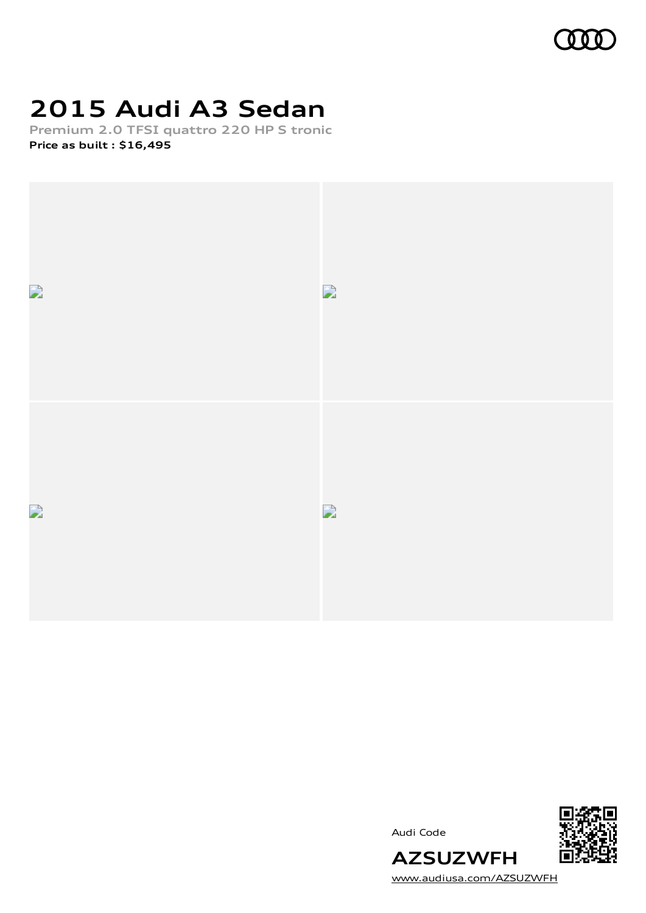# 2015 Audi A3 Sedan

**Premium 2.0 TFSI quattro 220 HP S tronic**

**Price as built : $16,495**

Audi Code

**AZSUZWFH**

www.audiusa.com/AZSUZWFH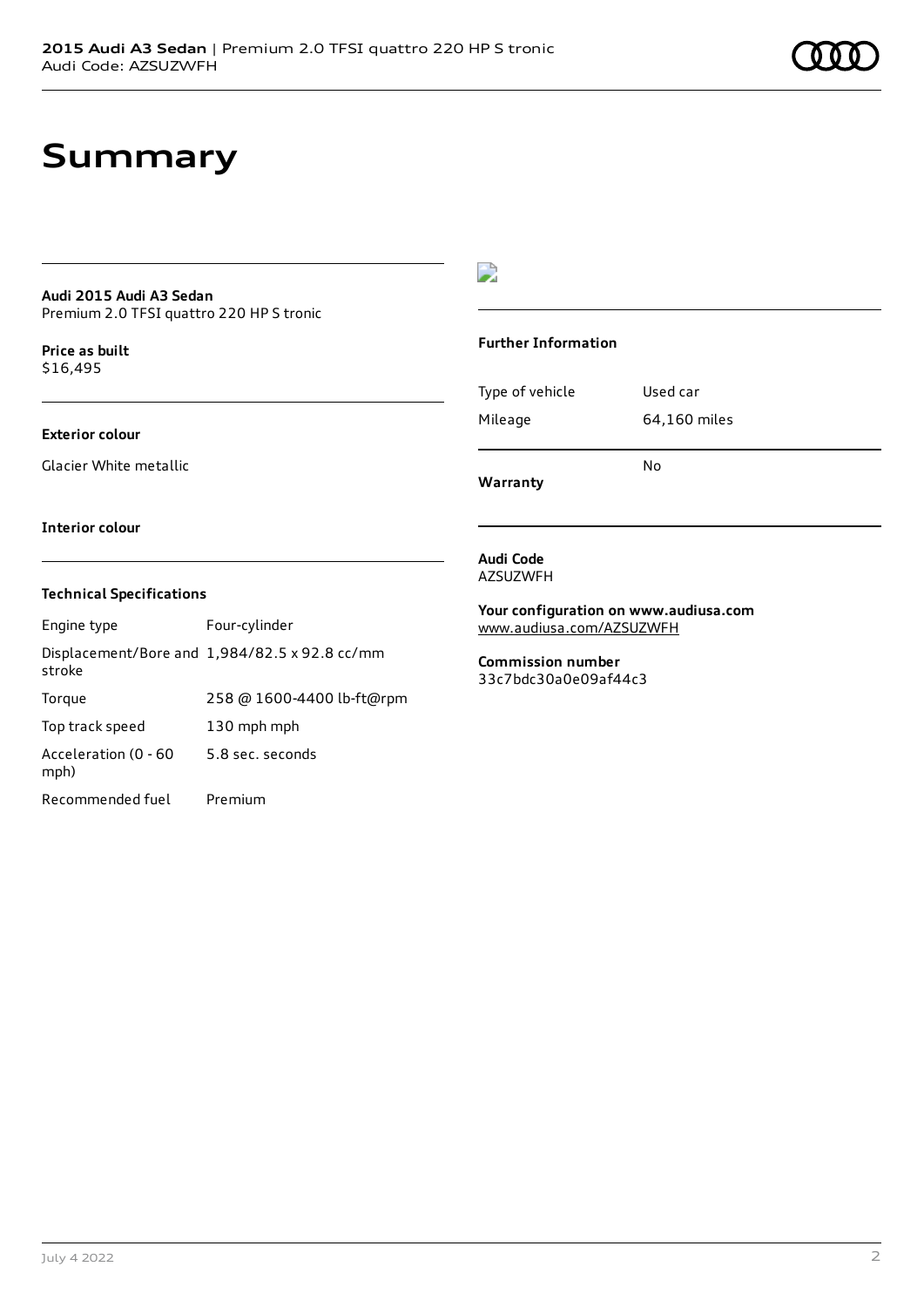# Summary

**Audi 2015 Audi A3 Sedan**
Premium 2.0 TFSI quattro 220 HP S tronic

**Price as built**
$16,495

**Exterior colour**

Glacier White metallic

**Interior colour**

**Technical Specifications**

| | |
|---|---|
| Engine type | Four-cylinder |
| Displacement/Bore and stroke | 1,984/82.5 x 92.8 cc/mm |
| Torque | 258 @ 1600-4400 lb-ft@rpm |
| Top track speed | 130 mph mph |
| Acceleration (0 - 60 mph) | 5.8 sec. seconds |
| Recommended fuel | Premium |

**Further Information**

| | |
|---|---|
| Type of vehicle | Used car |
| Mileage | 64,160 miles |
| **Warranty** | No |

**Audi Code**
AZSUZWFH

**Your configuration on www.audiusa.com**
www.audiusa.com/AZSUZWFH

**Commission number**
33c7bdc30a0e09af44c3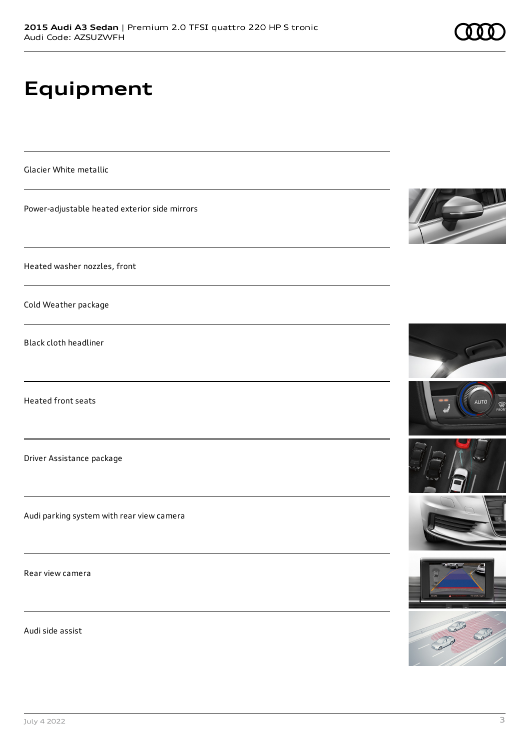# Equipment

Glacier White metallic

Power-adjustable heated exterior side mirrors

Heated washer nozzles, front

Cold Weather package

Black cloth headliner

Heated front seats

Driver Assistance package

Audi parking system with rear view camera

Rear view camera

Audi side assist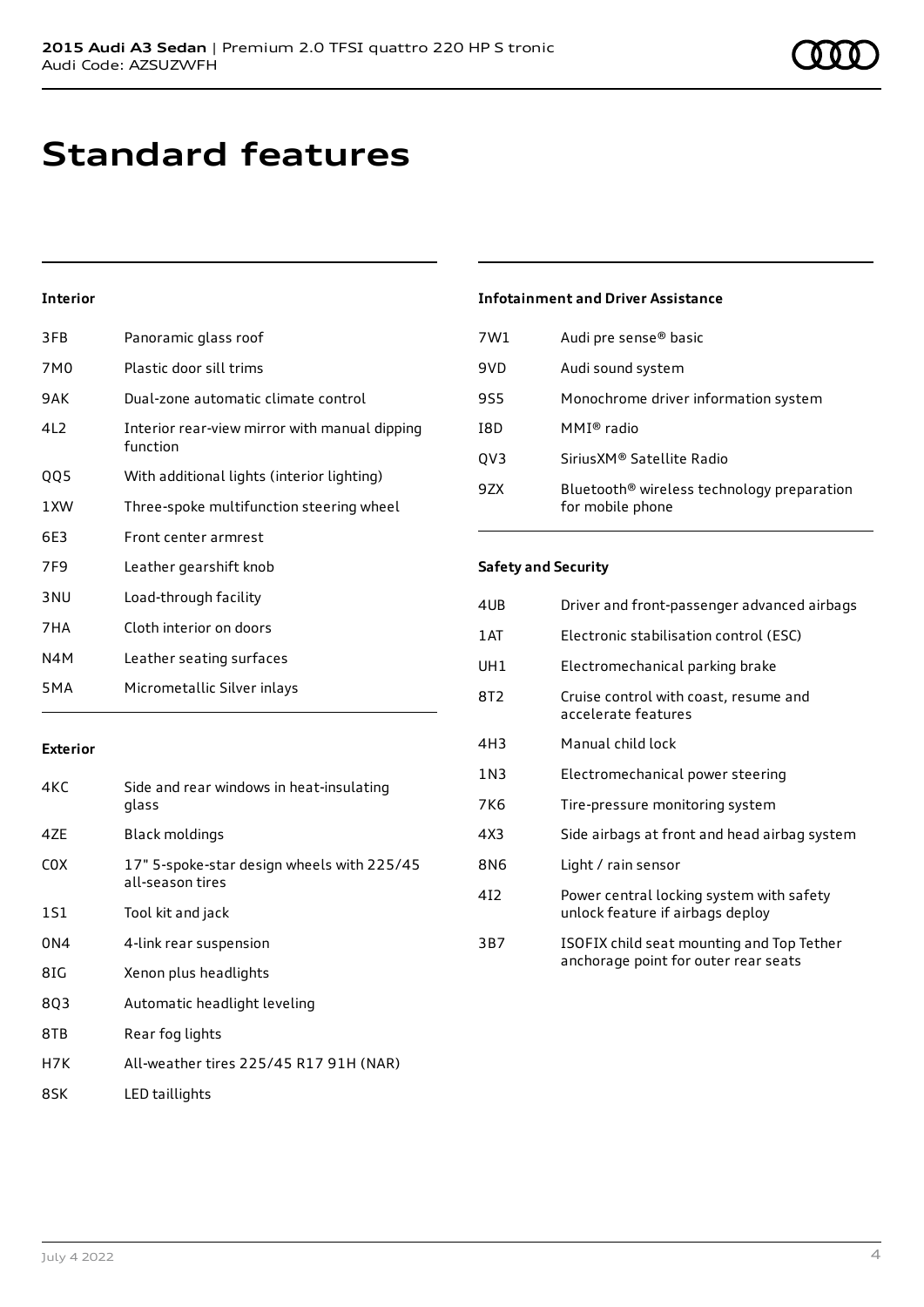# Standard features

### Interior

| | |
|---|---|
| 3FB | Panoramic glass roof |
| 7M0 | Plastic door sill trims |
| 9AK | Dual-zone automatic climate control |
| 4L2 | Interior rear-view mirror with manual dipping function |
| QQ5 | With additional lights (interior lighting) |
| 1XW | Three-spoke multifunction steering wheel |
| 6E3 | Front center armrest |
| 7F9 | Leather gearshift knob |
| 3NU | Load-through facility |
| 7HA | Cloth interior on doors |
| N4M | Leather seating surfaces |
| 5MA | Micrometallic Silver inlays |

### Exterior

| | |
|---|---|
| 4KC | Side and rear windows in heat-insulating glass |
| 4ZE | Black moldings |
| C0X | 17" 5-spoke-star design wheels with 225/45 all-season tires |
| 1S1 | Tool kit and jack |
| 0N4 | 4-link rear suspension |
| 8IG | Xenon plus headlights |
| 8Q3 | Automatic headlight leveling |
| 8TB | Rear fog lights |
| H7K | All-weather tires 225/45 R17 91H (NAR) |
| 8SK | LED taillights |

### Infotainment and Driver Assistance

| | |
|---|---|
| 7W1 | Audi pre sense® basic |
| 9VD | Audi sound system |
| 9S5 | Monochrome driver information system |
| I8D | MMI® radio |
| QV3 | SiriusXM® Satellite Radio |
| 9ZX | Bluetooth® wireless technology preparation for mobile phone |

### Safety and Security

| | |
|---|---|
| 4UB | Driver and front-passenger advanced airbags |
| 1AT | Electronic stabilisation control (ESC) |
| UH1 | Electromechanical parking brake |
| 8T2 | Cruise control with coast, resume and accelerate features |
| 4H3 | Manual child lock |
| 1N3 | Electromechanical power steering |
| 7K6 | Tire-pressure monitoring system |
| 4X3 | Side airbags at front and head airbag system |
| 8N6 | Light / rain sensor |
| 4I2 | Power central locking system with safety unlock feature if airbags deploy |
| 3B7 | ISOFIX child seat mounting and Top Tether anchorage point for outer rear seats |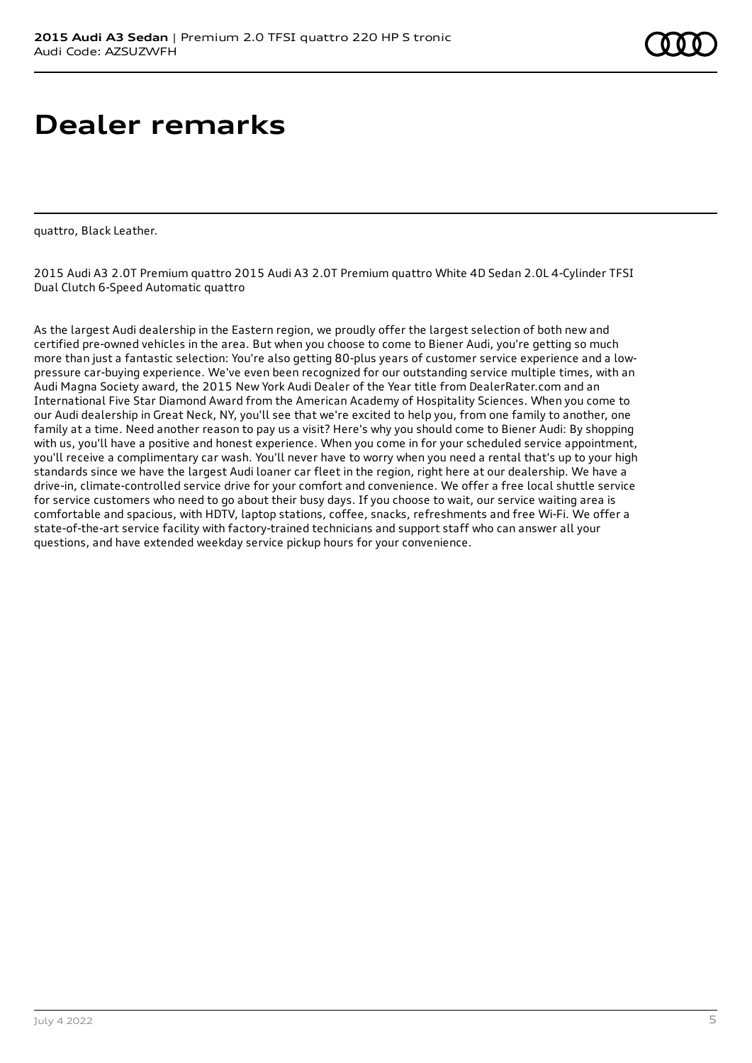# Dealer remarks

quattro, Black Leather.

2015 Audi A3 2.0T Premium quattro 2015 Audi A3 2.0T Premium quattro White 4D Sedan 2.0L 4-Cylinder TFSI Dual Clutch 6-Speed Automatic quattro

As the largest Audi dealership in the Eastern region, we proudly offer the largest selection of both new and certified pre-owned vehicles in the area. But when you choose to come to Biener Audi, you're getting so much more than just a fantastic selection: You're also getting 80-plus years of customer service experience and a low-pressure car-buying experience. We've even been recognized for our outstanding service multiple times, with an Audi Magna Society award, the 2015 New York Audi Dealer of the Year title from DealerRater.com and an International Five Star Diamond Award from the American Academy of Hospitality Sciences. When you come to our Audi dealership in Great Neck, NY, you'll see that we're excited to help you, from one family to another, one family at a time. Need another reason to pay us a visit? Here's why you should come to Biener Audi: By shopping with us, you'll have a positive and honest experience. When you come in for your scheduled service appointment, you'll receive a complimentary car wash. You'll never have to worry when you need a rental that's up to your high standards since we have the largest Audi loaner car fleet in the region, right here at our dealership. We have a drive-in, climate-controlled service drive for your comfort and convenience. We offer a free local shuttle service for service customers who need to go about their busy days. If you choose to wait, our service waiting area is comfortable and spacious, with HDTV, laptop stations, coffee, snacks, refreshments and free Wi-Fi. We offer a state-of-the-art service facility with factory-trained technicians and support staff who can answer all your questions, and have extended weekday service pickup hours for your convenience.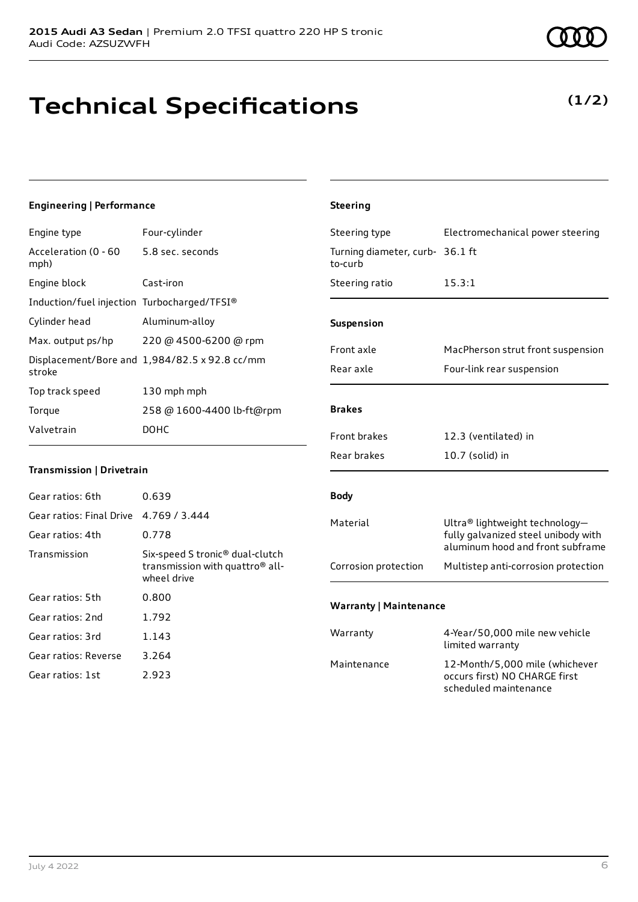# Technical Specifications

**(1/2)**

### Engineering | Performance

| | |
|---|---|
| Engine type | Four-cylinder |
| Acceleration (0 - 60 mph) | 5.8 sec. seconds |
| Engine block | Cast-iron |
| Induction/fuel injection | Turbocharged/TFSI® |
| Cylinder head | Aluminum-alloy |
| Max. output ps/hp | 220 @ 4500-6200 @ rpm |
| Displacement/Bore and stroke | 1,984/82.5 x 92.8 cc/mm |
| Top track speed | 130 mph mph |
| Torque | 258 @ 1600-4400 lb-ft@rpm |
| Valvetrain | DOHC |

### Transmission | Drivetrain

| | |
|---|---|
| Gear ratios: 6th | 0.639 |
| Gear ratios: Final Drive | 4.769 / 3.444 |
| Gear ratios: 4th | 0.778 |
| Transmission | Six-speed S tronic® dual-clutch transmission with quattro® all-wheel drive |
| Gear ratios: 5th | 0.800 |
| Gear ratios: 2nd | 1.792 |
| Gear ratios: 3rd | 1.143 |
| Gear ratios: Reverse | 3.264 |
| Gear ratios: 1st | 2.923 |

### Steering

| | |
|---|---|
| Steering type | Electromechanical power steering |
| Turning diameter, curb-to-curb | 36.1 ft |
| Steering ratio | 15.3:1 |

### Suspension

| | |
|---|---|
| Front axle | MacPherson strut front suspension |
| Rear axle | Four-link rear suspension |

### Brakes

| | |
|---|---|
| Front brakes | 12.3 (ventilated) in |
| Rear brakes | 10.7 (solid) in |

### Body

| | |
|---|---|
| Material | Ultra® lightweight technology—fully galvanized steel unibody with aluminum hood and front subframe |
| Corrosion protection | Multistep anti-corrosion protection |

### Warranty | Maintenance

| | |
|---|---|
| Warranty | 4-Year/50,000 mile new vehicle limited warranty |
| Maintenance | 12-Month/5,000 mile (whichever occurs first) NO CHARGE first scheduled maintenance |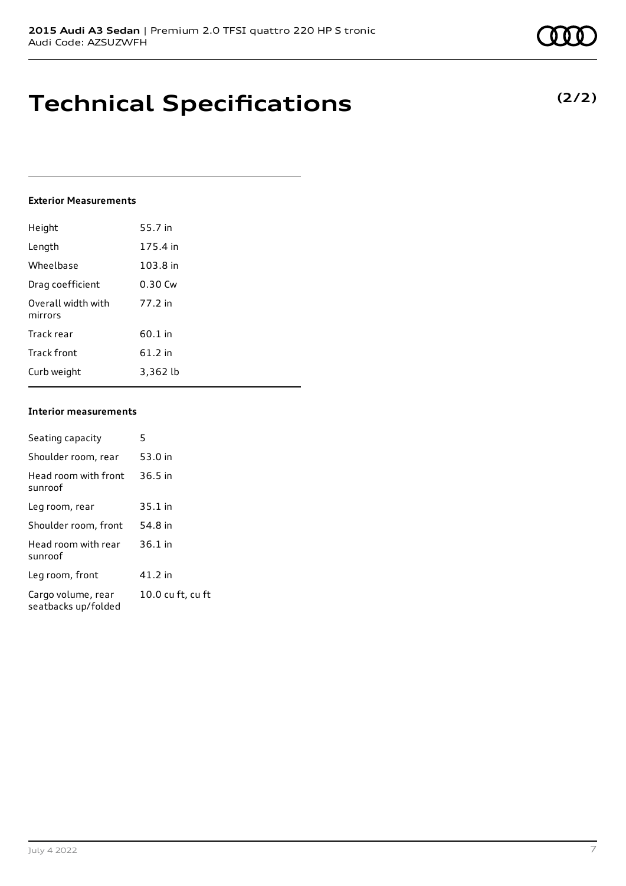# Technical Specifications

**(2/2)**

### Exterior Measurements

| | |
|---|---|
| Height | 55.7 in |
| Length | 175.4 in |
| Wheelbase | 103.8 in |
| Drag coefficient | 0.30 Cw |
| Overall width with mirrors | 77.2 in |
| Track rear | 60.1 in |
| Track front | 61.2 in |
| Curb weight | 3,362 lb |

### Interior measurements

| | |
|---|---|
| Seating capacity | 5 |
| Shoulder room, rear | 53.0 in |
| Head room with front sunroof | 36.5 in |
| Leg room, rear | 35.1 in |
| Shoulder room, front | 54.8 in |
| Head room with rear sunroof | 36.1 in |
| Leg room, front | 41.2 in |
| Cargo volume, rear seatbacks up/folded | 10.0 cu ft, cu ft |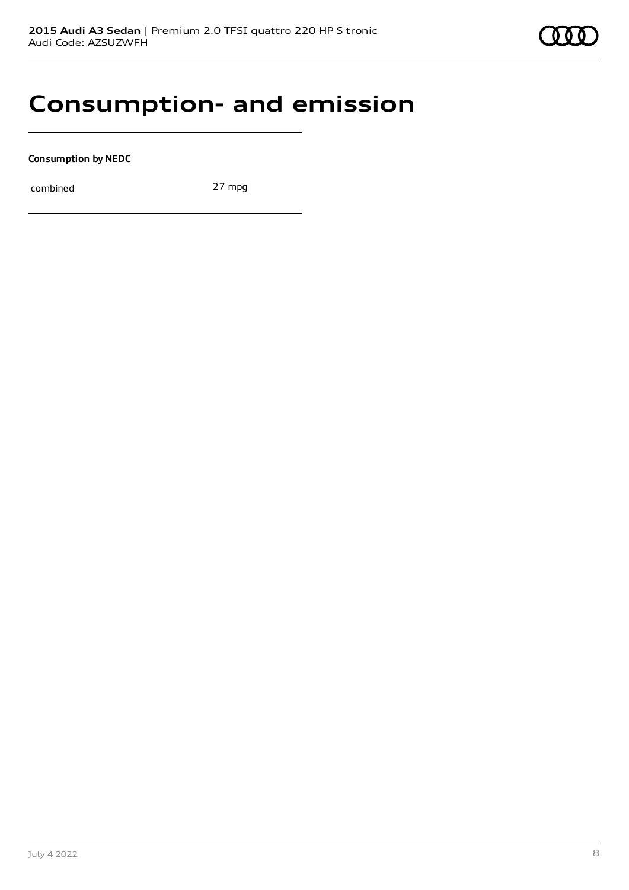# Consumption- and emission

**Consumption by NEDC**

| | |
|---|---|
| combined | 27 mpg |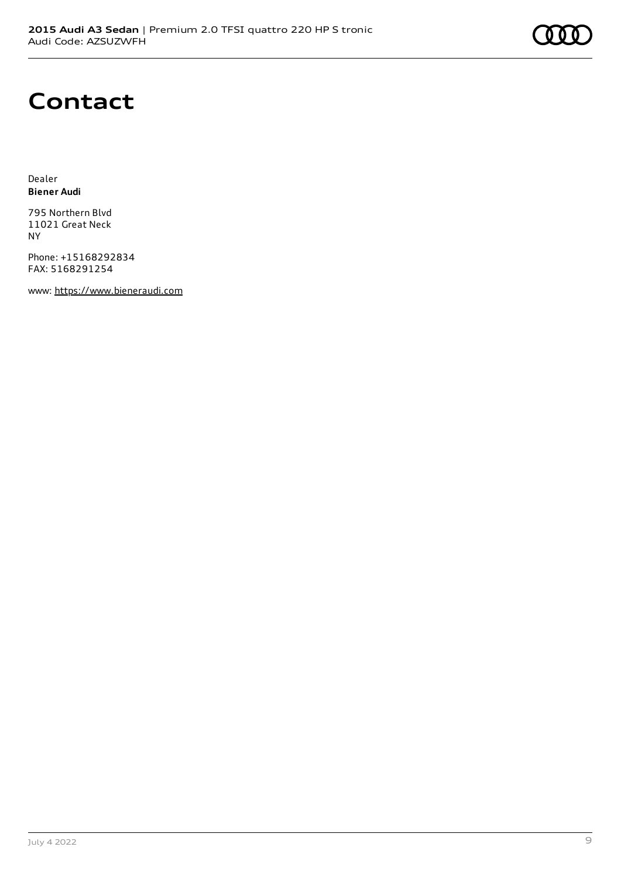# Contact

Dealer
**Biener Audi**

795 Northern Blvd
11021 Great Neck
NY

Phone: +15168292834
FAX: 5168291254

www: https://www.bieneraudi.com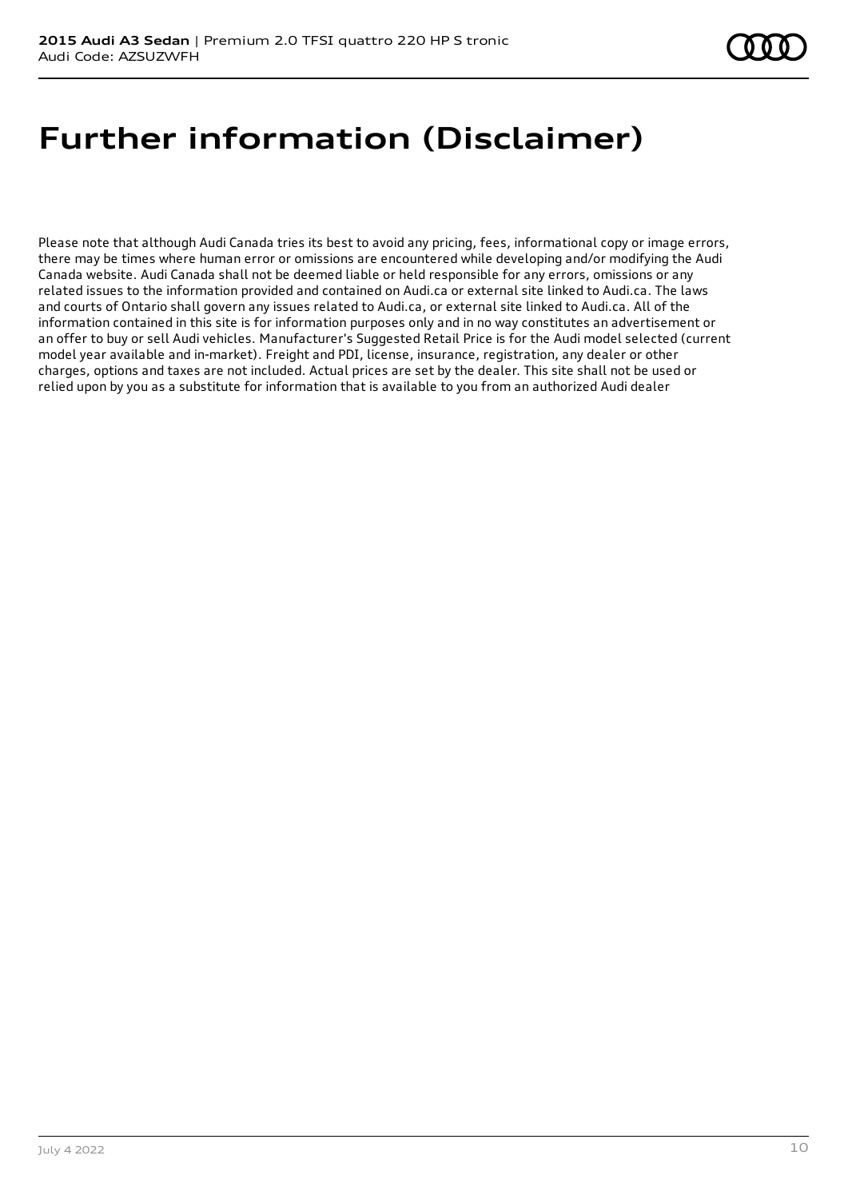# Further information (Disclaimer)

Please note that although Audi Canada tries its best to avoid any pricing, fees, informational copy or image errors, there may be times where human error or omissions are encountered while developing and/or modifying the Audi Canada website. Audi Canada shall not be deemed liable or held responsible for any errors, omissions or any related issues to the information provided and contained on Audi.ca or external site linked to Audi.ca. The laws and courts of Ontario shall govern any issues related to Audi.ca, or external site linked to Audi.ca. All of the information contained in this site is for information purposes only and in no way constitutes an advertisement or an offer to buy or sell Audi vehicles. Manufacturer's Suggested Retail Price is for the Audi model selected (current model year available and in-market). Freight and PDI, license, insurance, registration, any dealer or other charges, options and taxes are not included. Actual prices are set by the dealer. This site shall not be used or relied upon by you as a substitute for information that is available to you from an authorized Audi dealer